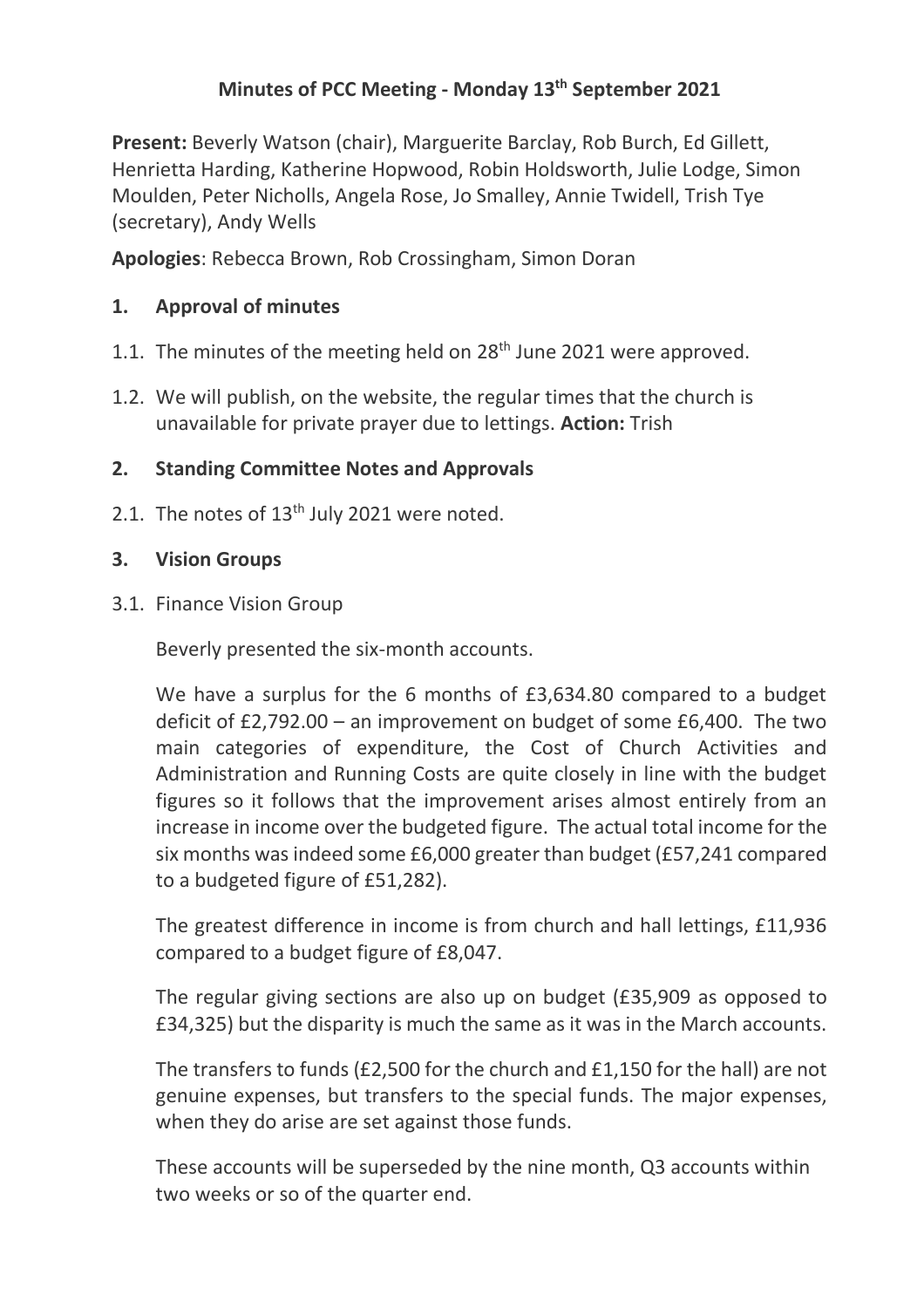# Minutes of PCC Meeting - Monday 13th September 2021

**Present:** Beverly Watson (chair), Marguerite Barclay, Rob Burch, Ed Gillett, Henrietta Harding, Katherine Hopwood, Robin Holdsworth, Julie Lodge, Simon Moulden, Peter Nicholls, Angela Rose, Jo Smalley, Annie Twidell, Trish Tye (secretary), Andy Wells

**Apologies**: Rebecca Brown, Rob Crossingham, Simon Doran

## 1. Approval of minutes

1.1. The minutes of the meeting held on 28th June 2021 were approved.

1.2. We will publish, on the website, the regular times that the church is unavailable for private prayer due to lettings. **Action:** Trish

## 2. Standing Committee Notes and Approvals

2.1. The notes of 13th July 2021 were noted.

## 3. Vision Groups

3.1. Finance Vision Group

Beverly presented the six-month accounts.

We have a surplus for the 6 months of £3,634.80 compared to a budget deficit of £2,792.00 – an improvement on budget of some £6,400. The two main categories of expenditure, the Cost of Church Activities and Administration and Running Costs are quite closely in line with the budget figures so it follows that the improvement arises almost entirely from an increase in income over the budgeted figure. The actual total income for the six months was indeed some £6,000 greater than budget (£57,241 compared to a budgeted figure of £51,282).

The greatest difference in income is from church and hall lettings, £11,936 compared to a budget figure of £8,047.

The regular giving sections are also up on budget (£35,909 as opposed to £34,325) but the disparity is much the same as it was in the March accounts.

The transfers to funds (£2,500 for the church and £1,150 for the hall) are not genuine expenses, but transfers to the special funds. The major expenses, when they do arise are set against those funds.

These accounts will be superseded by the nine month, Q3 accounts within two weeks or so of the quarter end.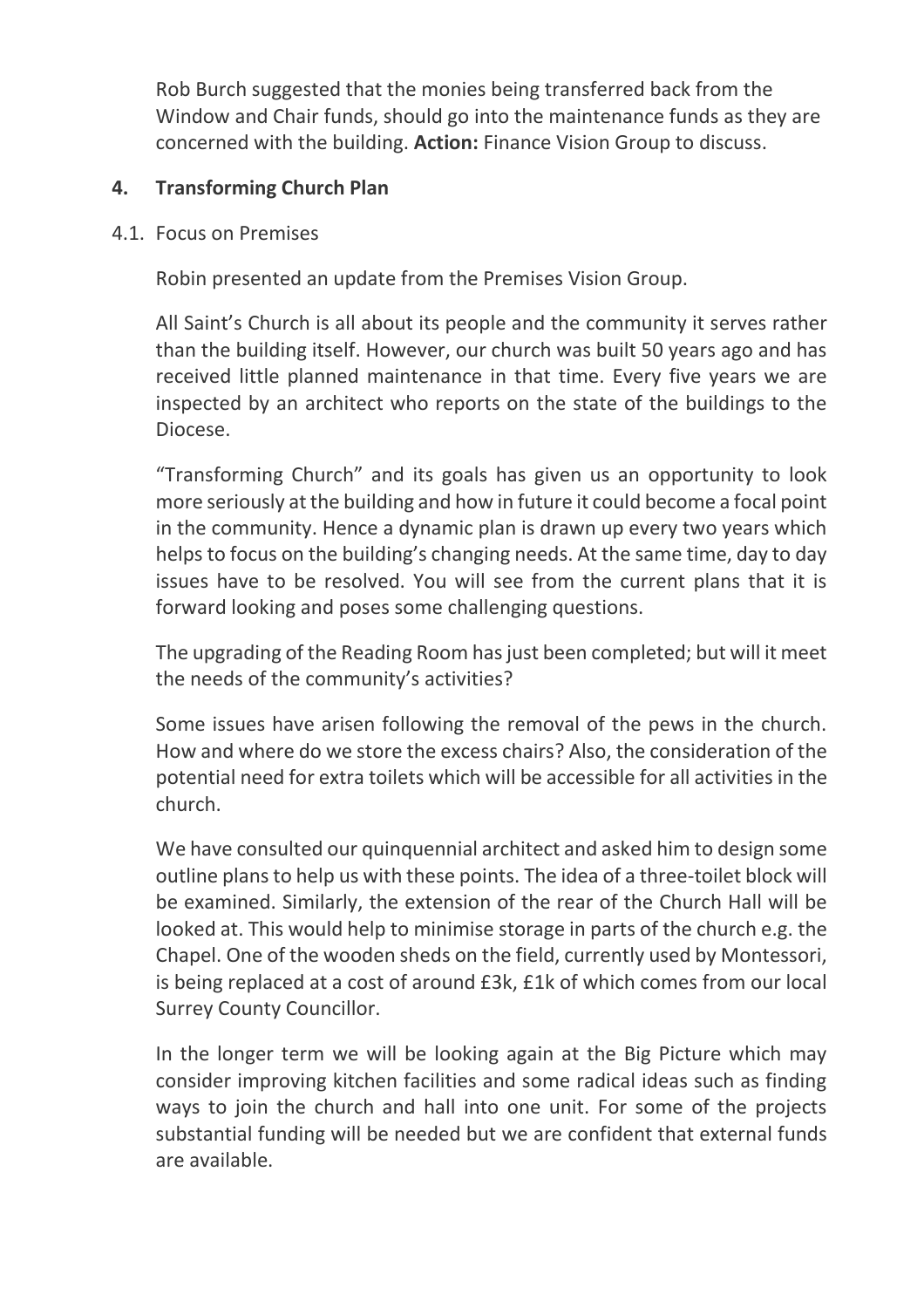Rob Burch suggested that the monies being transferred back from the Window and Chair funds, should go into the maintenance funds as they are concerned with the building. **Action:** Finance Vision Group to discuss.

## 4. Transforming Church Plan

### 4.1. Focus on Premises

Robin presented an update from the Premises Vision Group.

All Saint's Church is all about its people and the community it serves rather than the building itself. However, our church was built 50 years ago and has received little planned maintenance in that time. Every five years we are inspected by an architect who reports on the state of the buildings to the Diocese.

"Transforming Church" and its goals has given us an opportunity to look more seriously at the building and how in future it could become a focal point in the community. Hence a dynamic plan is drawn up every two years which helps to focus on the building's changing needs. At the same time, day to day issues have to be resolved. You will see from the current plans that it is forward looking and poses some challenging questions.

The upgrading of the Reading Room has just been completed; but will it meet the needs of the community's activities?

Some issues have arisen following the removal of the pews in the church. How and where do we store the excess chairs? Also, the consideration of the potential need for extra toilets which will be accessible for all activities in the church.

We have consulted our quinquennial architect and asked him to design some outline plans to help us with these points. The idea of a three-toilet block will be examined. Similarly, the extension of the rear of the Church Hall will be looked at. This would help to minimise storage in parts of the church e.g. the Chapel. One of the wooden sheds on the field, currently used by Montessori, is being replaced at a cost of around £3k, £1k of which comes from our local Surrey County Councillor.

In the longer term we will be looking again at the Big Picture which may consider improving kitchen facilities and some radical ideas such as finding ways to join the church and hall into one unit. For some of the projects substantial funding will be needed but we are confident that external funds are available.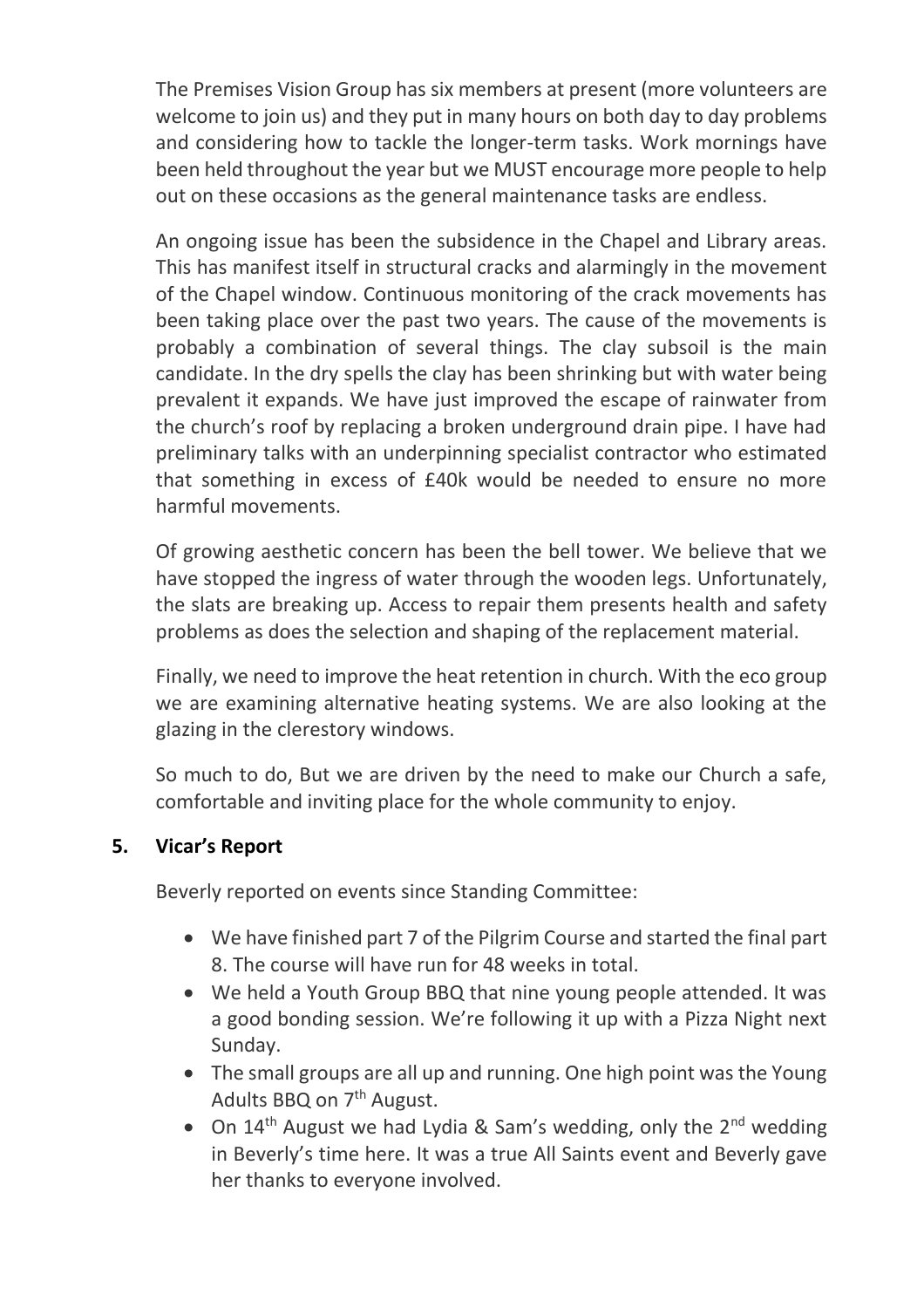The Premises Vision Group has six members at present (more volunteers are welcome to join us) and they put in many hours on both day to day problems and considering how to tackle the longer-term tasks. Work mornings have been held throughout the year but we MUST encourage more people to help out on these occasions as the general maintenance tasks are endless.

An ongoing issue has been the subsidence in the Chapel and Library areas. This has manifest itself in structural cracks and alarmingly in the movement of the Chapel window. Continuous monitoring of the crack movements has been taking place over the past two years. The cause of the movements is probably a combination of several things. The clay subsoil is the main candidate. In the dry spells the clay has been shrinking but with water being prevalent it expands. We have just improved the escape of rainwater from the church's roof by replacing a broken underground drain pipe. I have had preliminary talks with an underpinning specialist contractor who estimated that something in excess of £40k would be needed to ensure no more harmful movements.

Of growing aesthetic concern has been the bell tower. We believe that we have stopped the ingress of water through the wooden legs. Unfortunately, the slats are breaking up. Access to repair them presents health and safety problems as does the selection and shaping of the replacement material.

Finally, we need to improve the heat retention in church. With the eco group we are examining alternative heating systems. We are also looking at the glazing in the clerestory windows.

So much to do, But we are driven by the need to make our Church a safe, comfortable and inviting place for the whole community to enjoy.

## 5. Vicar's Report

Beverly reported on events since Standing Committee:

- We have finished part 7 of the Pilgrim Course and started the final part 8. The course will have run for 48 weeks in total.
- We held a Youth Group BBQ that nine young people attended. It was a good bonding session. We're following it up with a Pizza Night next Sunday.
- The small groups are all up and running. One high point was the Young Adults BBQ on 7th August.
- On 14th August we had Lydia & Sam's wedding, only the 2nd wedding in Beverly's time here. It was a true All Saints event and Beverly gave her thanks to everyone involved.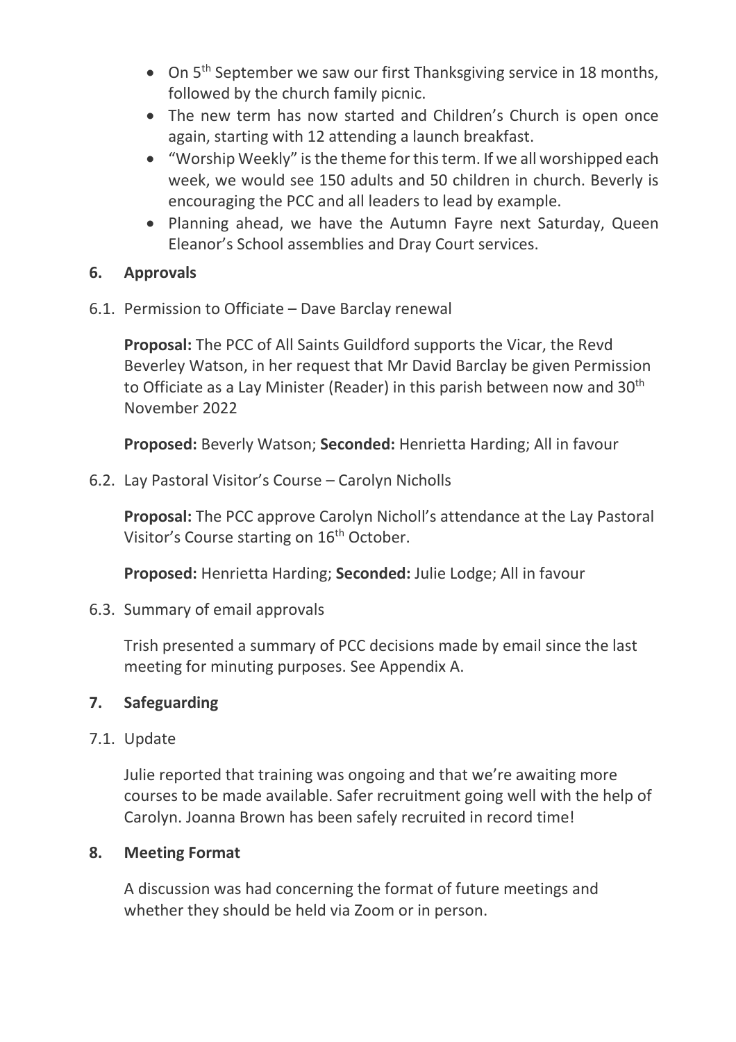- On 5th September we saw our first Thanksgiving service in 18 months, followed by the church family picnic.
- The new term has now started and Children's Church is open once again, starting with 12 attending a launch breakfast.
- "Worship Weekly" is the theme for this term. If we all worshipped each week, we would see 150 adults and 50 children in church. Beverly is encouraging the PCC and all leaders to lead by example.
- Planning ahead, we have the Autumn Fayre next Saturday, Queen Eleanor's School assemblies and Dray Court services.

## 6. Approvals

6.1. Permission to Officiate – Dave Barclay renewal

**Proposal:** The PCC of All Saints Guildford supports the Vicar, the Revd Beverley Watson, in her request that Mr David Barclay be given Permission to Officiate as a Lay Minister (Reader) in this parish between now and 30th November 2022

**Proposed:** Beverly Watson; **Seconded:** Henrietta Harding; All in favour

6.2. Lay Pastoral Visitor's Course – Carolyn Nicholls

**Proposal:** The PCC approve Carolyn Nicholl's attendance at the Lay Pastoral Visitor's Course starting on 16th October.

**Proposed:** Henrietta Harding; **Seconded:** Julie Lodge; All in favour

6.3. Summary of email approvals

Trish presented a summary of PCC decisions made by email since the last meeting for minuting purposes. See Appendix A.

## 7. Safeguarding

7.1. Update

Julie reported that training was ongoing and that we're awaiting more courses to be made available. Safer recruitment going well with the help of Carolyn. Joanna Brown has been safely recruited in record time!

## 8. Meeting Format

A discussion was had concerning the format of future meetings and whether they should be held via Zoom or in person.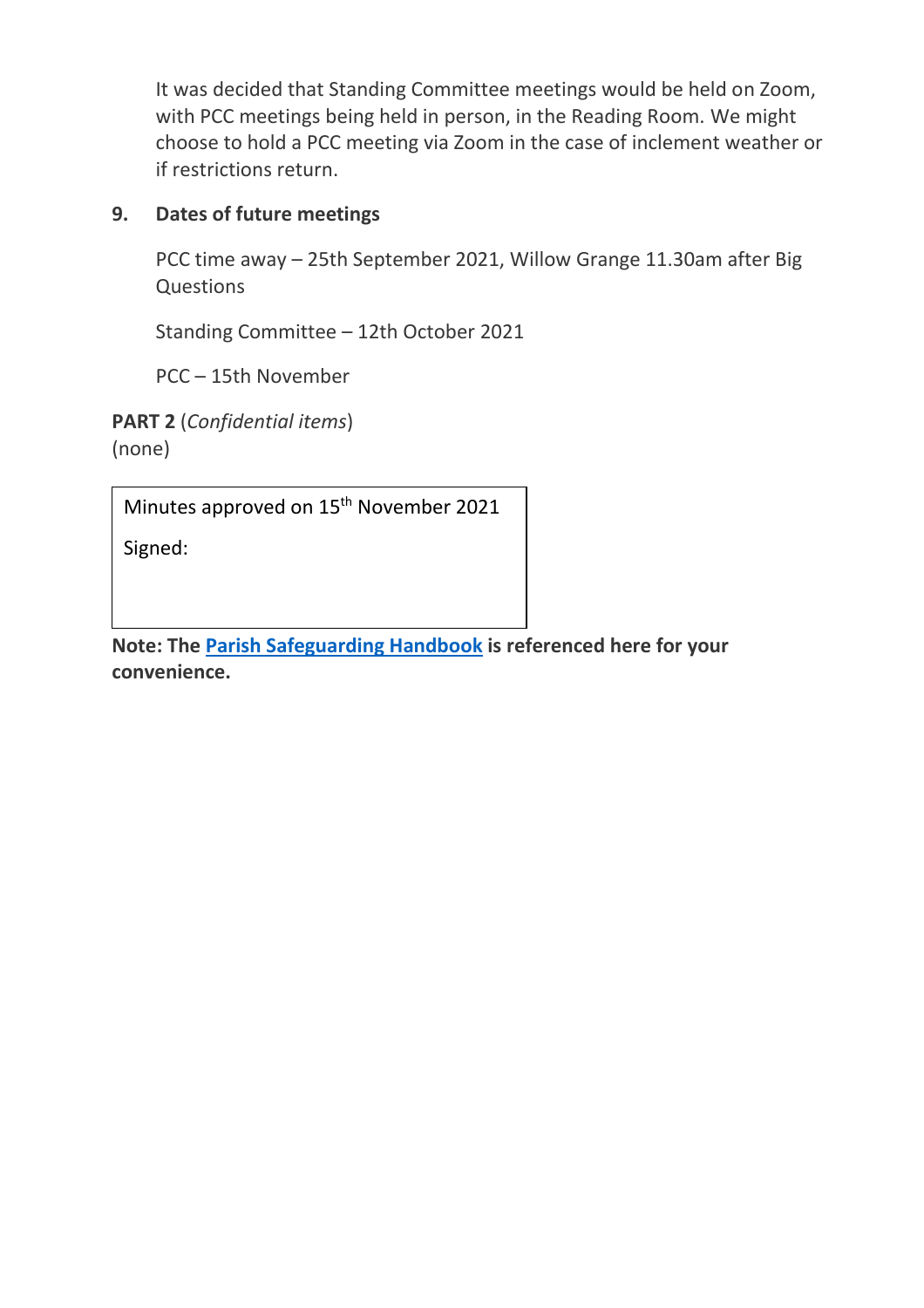It was decided that Standing Committee meetings would be held on Zoom, with PCC meetings being held in person, in the Reading Room. We might choose to hold a PCC meeting via Zoom in the case of inclement weather or if restrictions return.

## 9. Dates of future meetings

PCC time away – 25th September 2021, Willow Grange 11.30am after Big Questions

Standing Committee – 12th October 2021

PCC – 15th November

**PART 2** (*Confidential items*)
(none)

| Minutes approved on 15th November 2021 |
| --- |
| Signed: |

**Note: The Parish Safeguarding Handbook is referenced here for your convenience.**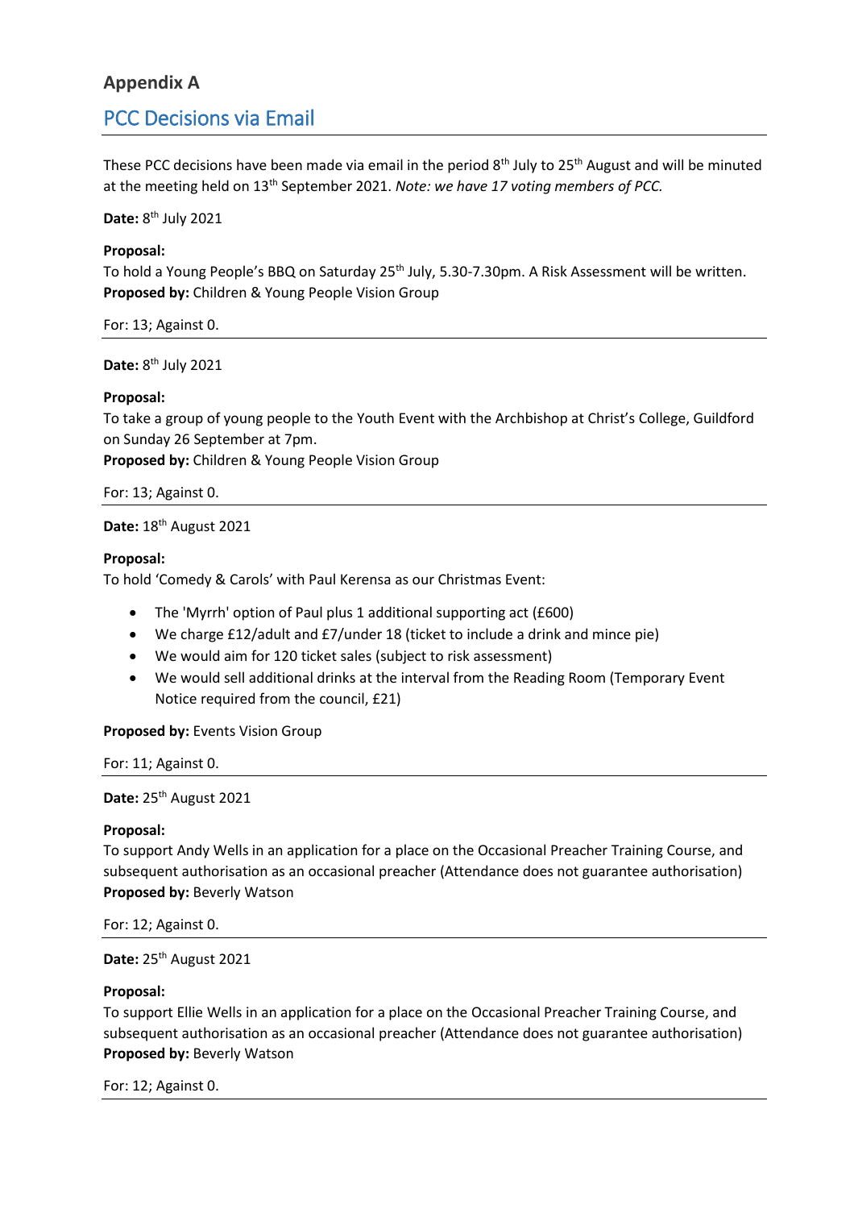## Appendix A

# PCC Decisions via Email

---

These PCC decisions have been made via email in the period 8th July to 25th August and will be minuted at the meeting held on 13th September 2021. *Note: we have 17 voting members of PCC.*

**Date:** 8th July 2021

**Proposal:**
To hold a Young People's BBQ on Saturday 25th July, 5.30-7.30pm. A Risk Assessment will be written.
**Proposed by:** Children & Young People Vision Group

For: 13; Against 0.

---

**Date:** 8th July 2021

**Proposal:**
To take a group of young people to the Youth Event with the Archbishop at Christ's College, Guildford on Sunday 26 September at 7pm.
**Proposed by:** Children & Young People Vision Group

For: 13; Against 0.

---

**Date:** 18th August 2021

**Proposal:**
To hold 'Comedy & Carols' with Paul Kerensa as our Christmas Event:

- The 'Myrrh' option of Paul plus 1 additional supporting act (£600)
- We charge £12/adult and £7/under 18 (ticket to include a drink and mince pie)
- We would aim for 120 ticket sales (subject to risk assessment)
- We would sell additional drinks at the interval from the Reading Room (Temporary Event Notice required from the council, £21)

**Proposed by:** Events Vision Group

For: 11; Against 0.

---

**Date:** 25th August 2021

**Proposal:**
To support Andy Wells in an application for a place on the Occasional Preacher Training Course, and subsequent authorisation as an occasional preacher (Attendance does not guarantee authorisation)
**Proposed by:** Beverly Watson

For: 12; Against 0.

---

**Date:** 25th August 2021

**Proposal:**
To support Ellie Wells in an application for a place on the Occasional Preacher Training Course, and subsequent authorisation as an occasional preacher (Attendance does not guarantee authorisation)
**Proposed by:** Beverly Watson

For: 12; Against 0.

---